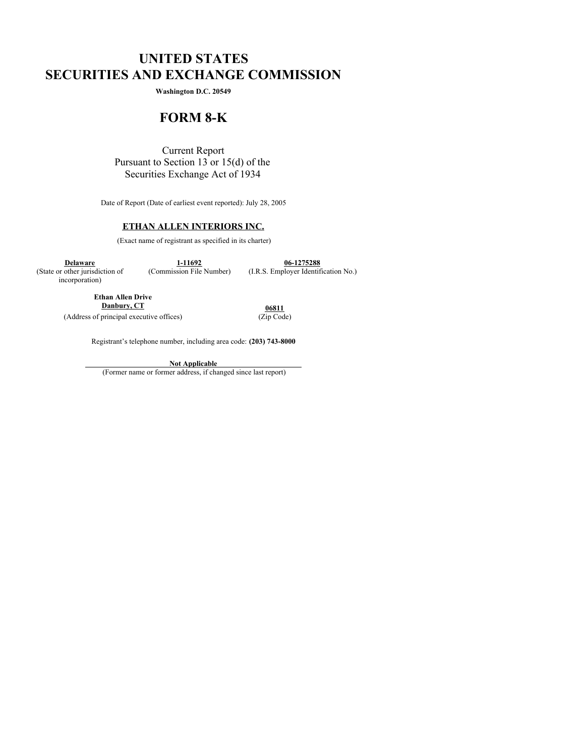# UNITED STATES
# SECURITIES AND EXCHANGE COMMISSION

**Washington D.C. 20549**

# FORM 8-K

Current Report
Pursuant to Section 13 or 15(d) of the
Securities Exchange Act of 1934

Date of Report (Date of earliest event reported): July 28, 2005

**ETHAN ALLEN INTERIORS INC.**

(Exact name of registrant as specified in its charter)

| **Delaware** | **1-11692** | **06-1275288** |
|---|---|---|
| (State or other jurisdiction of incorporation) | (Commission File Number) | (I.R.S. Employer Identification No.) |

| **Ethan Allen Drive** **Danbury, CT** | **06811** |
|---|---|
| (Address of principal executive offices) | (Zip Code) |

Registrant's telephone number, including area code: **(203) 743-8000**

**Not Applicable**

(Former name or former address, if changed since last report)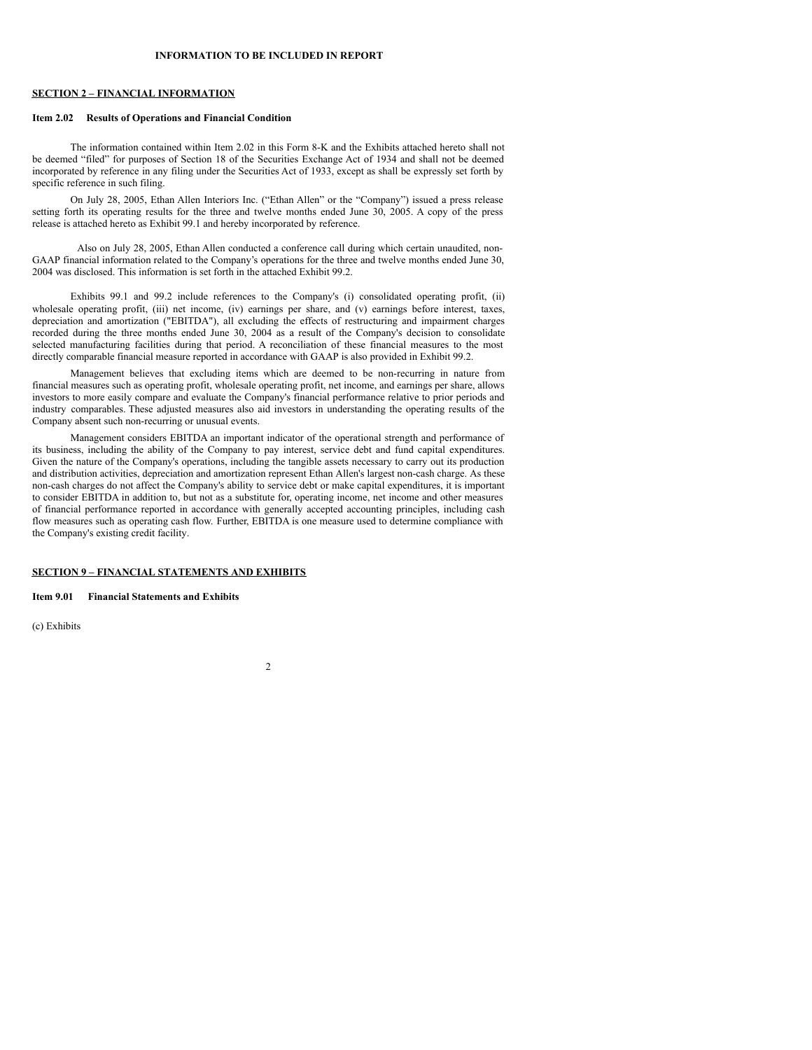**INFORMATION TO BE INCLUDED IN REPORT**

## SECTION 2 – FINANCIAL INFORMATION

### Item 2.02 Results of Operations and Financial Condition

The information contained within Item 2.02 in this Form 8-K and the Exhibits attached hereto shall not be deemed "filed" for purposes of Section 18 of the Securities Exchange Act of 1934 and shall not be deemed incorporated by reference in any filing under the Securities Act of 1933, except as shall be expressly set forth by specific reference in such filing.

On July 28, 2005, Ethan Allen Interiors Inc. ("Ethan Allen" or the "Company") issued a press release setting forth its operating results for the three and twelve months ended June 30, 2005. A copy of the press release is attached hereto as Exhibit 99.1 and hereby incorporated by reference.

Also on July 28, 2005, Ethan Allen conducted a conference call during which certain unaudited, non-GAAP financial information related to the Company's operations for the three and twelve months ended June 30, 2004 was disclosed. This information is set forth in the attached Exhibit 99.2.

Exhibits 99.1 and 99.2 include references to the Company's (i) consolidated operating profit, (ii) wholesale operating profit, (iii) net income, (iv) earnings per share, and (v) earnings before interest, taxes, depreciation and amortization ("EBITDA"), all excluding the effects of restructuring and impairment charges recorded during the three months ended June 30, 2004 as a result of the Company's decision to consolidate selected manufacturing facilities during that period. A reconciliation of these financial measures to the most directly comparable financial measure reported in accordance with GAAP is also provided in Exhibit 99.2.

Management believes that excluding items which are deemed to be non-recurring in nature from financial measures such as operating profit, wholesale operating profit, net income, and earnings per share, allows investors to more easily compare and evaluate the Company's financial performance relative to prior periods and industry comparables. These adjusted measures also aid investors in understanding the operating results of the Company absent such non-recurring or unusual events.

Management considers EBITDA an important indicator of the operational strength and performance of its business, including the ability of the Company to pay interest, service debt and fund capital expenditures. Given the nature of the Company's operations, including the tangible assets necessary to carry out its production and distribution activities, depreciation and amortization represent Ethan Allen's largest non-cash charge. As these non-cash charges do not affect the Company's ability to service debt or make capital expenditures, it is important to consider EBITDA in addition to, but not as a substitute for, operating income, net income and other measures of financial performance reported in accordance with generally accepted accounting principles, including cash flow measures such as operating cash flow. Further, EBITDA is one measure used to determine compliance with the Company's existing credit facility.

## SECTION 9 – FINANCIAL STATEMENTS AND EXHIBITS

### Item 9.01 Financial Statements and Exhibits

(c) Exhibits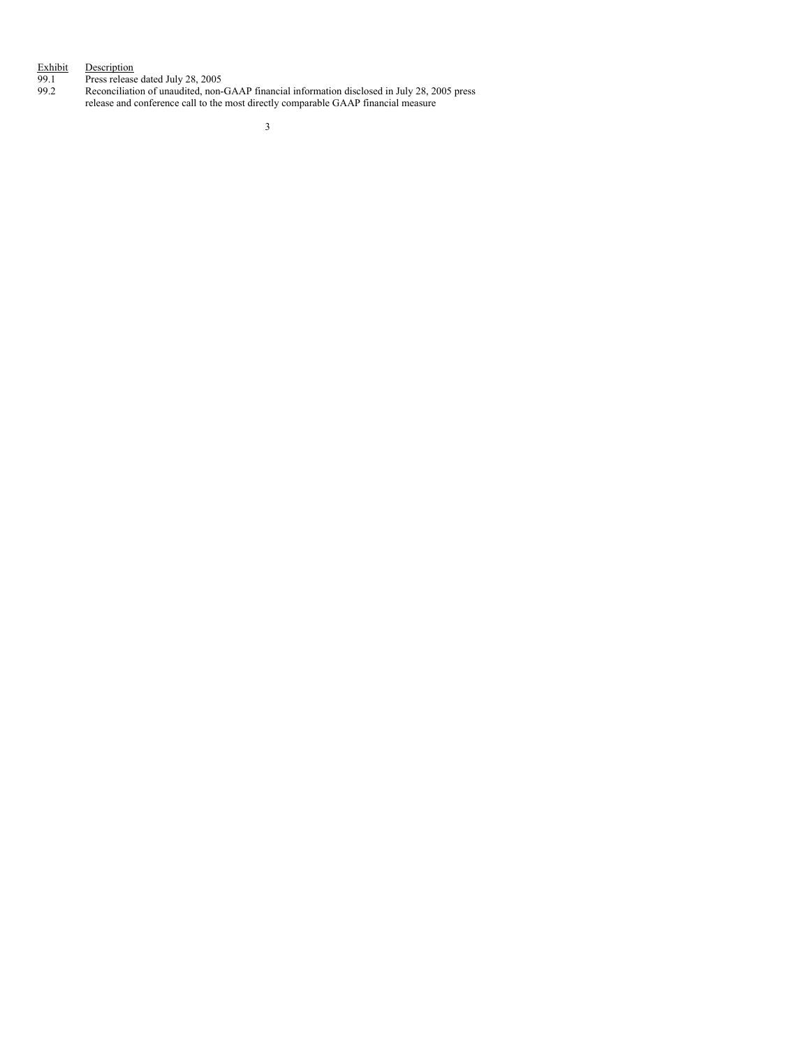| Exhibit | Description |
| --- | --- |
| 99.1 | Press release dated July 28, 2005 |
| 99.2 | Reconciliation of unaudited, non-GAAP financial information disclosed in July 28, 2005 press release and conference call to the most directly comparable GAAP financial measure |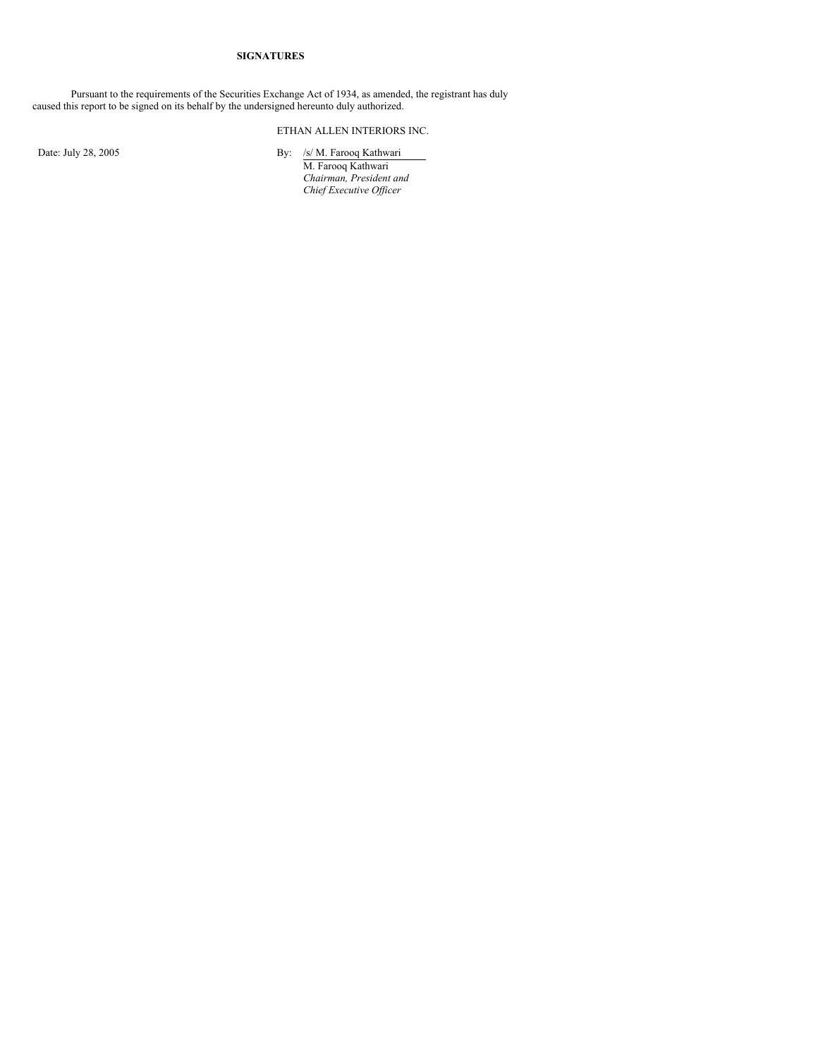**SIGNATURES**

Pursuant to the requirements of the Securities Exchange Act of 1934, as amended, the registrant has duly caused this report to be signed on its behalf by the undersigned hereunto duly authorized.

ETHAN ALLEN INTERIORS INC.

Date: July 28, 2005

By: /s/ M. Farooq Kathwari

M. Farooq Kathwari

*Chairman, President and Chief Executive Officer*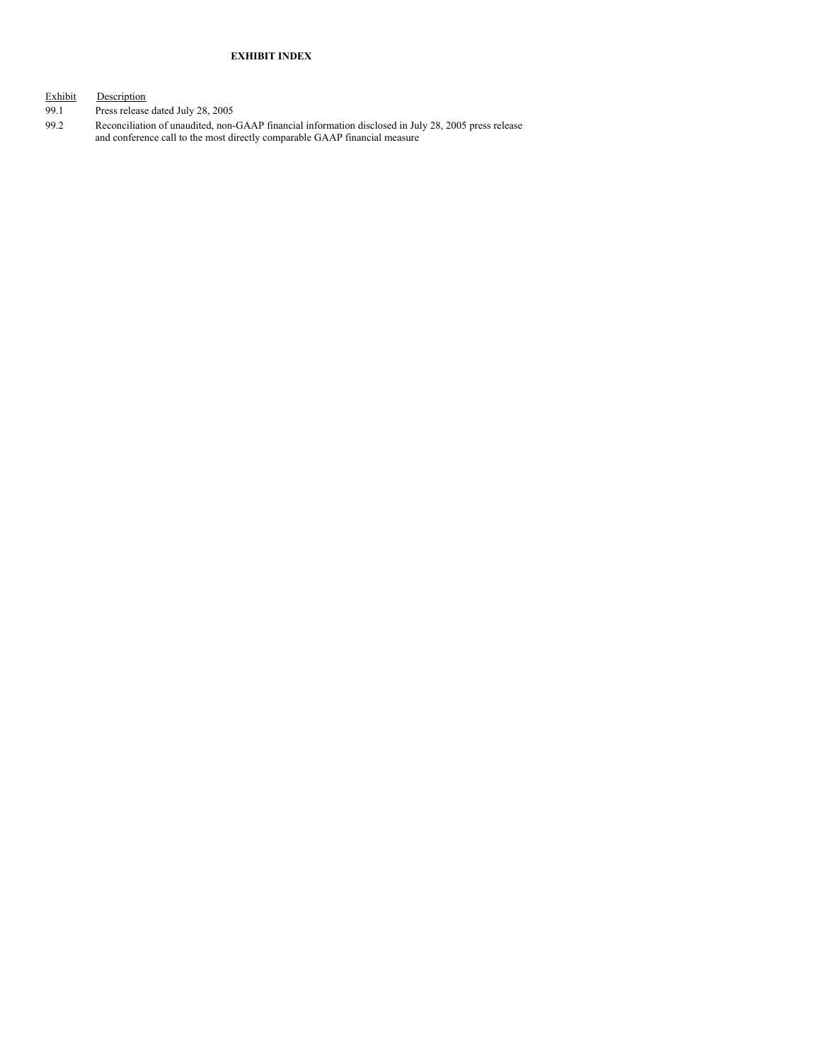**EXHIBIT INDEX**

| Exhibit | Description |
| --- | --- |
| 99.1 | Press release dated July 28, 2005 |
| 99.2 | Reconciliation of unaudited, non-GAAP financial information disclosed in July 28, 2005 press release and conference call to the most directly comparable GAAP financial measure |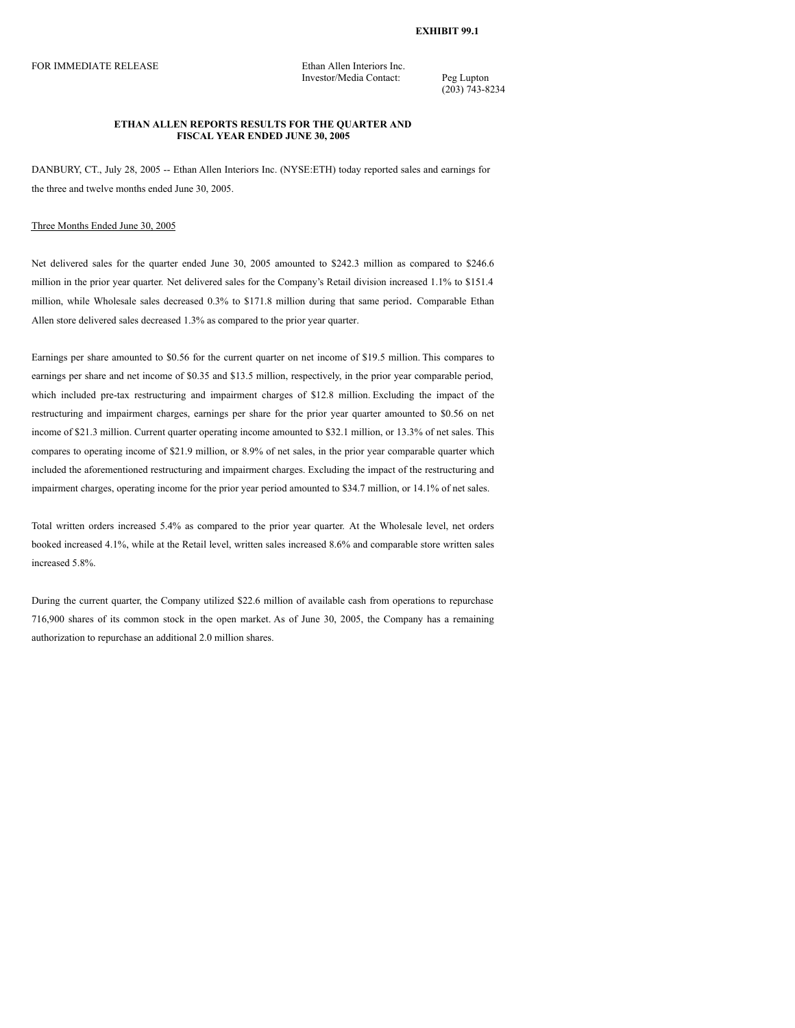**EXHIBIT 99.1**

FOR IMMEDIATE RELEASE

Ethan Allen Interiors Inc.
Investor/Media Contact: Peg Lupton
(203) 743-8234

**ETHAN ALLEN REPORTS RESULTS FOR THE QUARTER AND FISCAL YEAR ENDED JUNE 30, 2005**

DANBURY, CT., July 28, 2005 -- Ethan Allen Interiors Inc. (NYSE:ETH) today reported sales and earnings for the three and twelve months ended June 30, 2005.

Three Months Ended June 30, 2005

Net delivered sales for the quarter ended June 30, 2005 amounted to $242.3 million as compared to $246.6 million in the prior year quarter. Net delivered sales for the Company's Retail division increased 1.1% to $151.4 million, while Wholesale sales decreased 0.3% to $171.8 million during that same period. Comparable Ethan Allen store delivered sales decreased 1.3% as compared to the prior year quarter.

Earnings per share amounted to $0.56 for the current quarter on net income of $19.5 million. This compares to earnings per share and net income of $0.35 and $13.5 million, respectively, in the prior year comparable period, which included pre-tax restructuring and impairment charges of $12.8 million. Excluding the impact of the restructuring and impairment charges, earnings per share for the prior year quarter amounted to $0.56 on net income of $21.3 million. Current quarter operating income amounted to $32.1 million, or 13.3% of net sales. This compares to operating income of $21.9 million, or 8.9% of net sales, in the prior year comparable quarter which included the aforementioned restructuring and impairment charges. Excluding the impact of the restructuring and impairment charges, operating income for the prior year period amounted to $34.7 million, or 14.1% of net sales.

Total written orders increased 5.4% as compared to the prior year quarter. At the Wholesale level, net orders booked increased 4.1%, while at the Retail level, written sales increased 8.6% and comparable store written sales increased 5.8%.

During the current quarter, the Company utilized $22.6 million of available cash from operations to repurchase 716,900 shares of its common stock in the open market. As of June 30, 2005, the Company has a remaining authorization to repurchase an additional 2.0 million shares.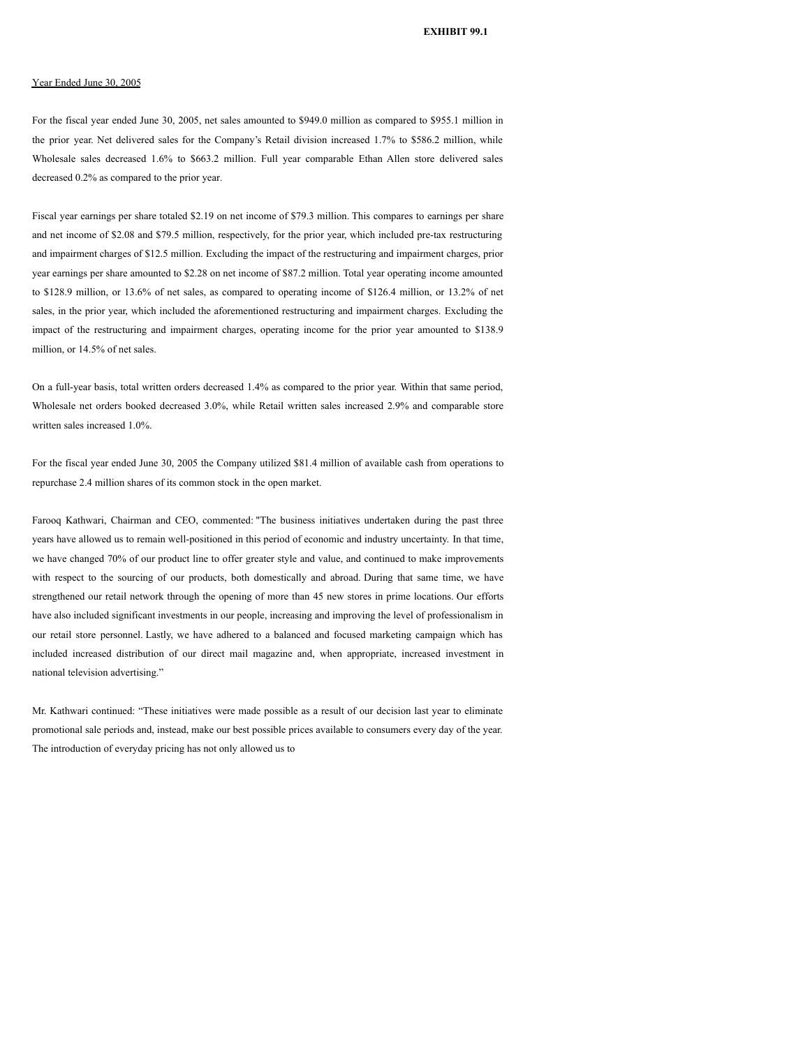**EXHIBIT 99.1**

Year Ended June 30, 2005

For the fiscal year ended June 30, 2005, net sales amounted to $949.0 million as compared to $955.1 million in the prior year. Net delivered sales for the Company's Retail division increased 1.7% to $586.2 million, while Wholesale sales decreased 1.6% to $663.2 million. Full year comparable Ethan Allen store delivered sales decreased 0.2% as compared to the prior year.

Fiscal year earnings per share totaled $2.19 on net income of $79.3 million. This compares to earnings per share and net income of $2.08 and $79.5 million, respectively, for the prior year, which included pre-tax restructuring and impairment charges of $12.5 million. Excluding the impact of the restructuring and impairment charges, prior year earnings per share amounted to $2.28 on net income of $87.2 million. Total year operating income amounted to $128.9 million, or 13.6% of net sales, as compared to operating income of $126.4 million, or 13.2% of net sales, in the prior year, which included the aforementioned restructuring and impairment charges. Excluding the impact of the restructuring and impairment charges, operating income for the prior year amounted to $138.9 million, or 14.5% of net sales.

On a full-year basis, total written orders decreased 1.4% as compared to the prior year. Within that same period, Wholesale net orders booked decreased 3.0%, while Retail written sales increased 2.9% and comparable store written sales increased 1.0%.

For the fiscal year ended June 30, 2005 the Company utilized $81.4 million of available cash from operations to repurchase 2.4 million shares of its common stock in the open market.

Farooq Kathwari, Chairman and CEO, commented: "The business initiatives undertaken during the past three years have allowed us to remain well-positioned in this period of economic and industry uncertainty. In that time, we have changed 70% of our product line to offer greater style and value, and continued to make improvements with respect to the sourcing of our products, both domestically and abroad. During that same time, we have strengthened our retail network through the opening of more than 45 new stores in prime locations. Our efforts have also included significant investments in our people, increasing and improving the level of professionalism in our retail store personnel. Lastly, we have adhered to a balanced and focused marketing campaign which has included increased distribution of our direct mail magazine and, when appropriate, increased investment in national television advertising."

Mr. Kathwari continued: "These initiatives were made possible as a result of our decision last year to eliminate promotional sale periods and, instead, make our best possible prices available to consumers every day of the year. The introduction of everyday pricing has not only allowed us to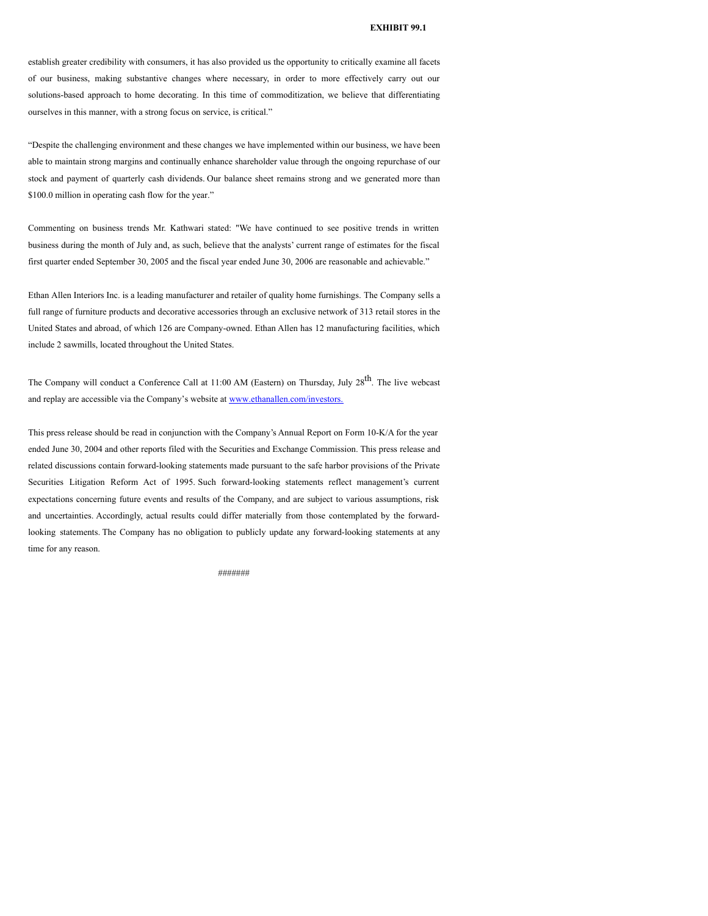**EXHIBIT 99.1**

establish greater credibility with consumers, it has also provided us the opportunity to critically examine all facets of our business, making substantive changes where necessary, in order to more effectively carry out our solutions-based approach to home decorating. In this time of commoditization, we believe that differentiating ourselves in this manner, with a strong focus on service, is critical."

"Despite the challenging environment and these changes we have implemented within our business, we have been able to maintain strong margins and continually enhance shareholder value through the ongoing repurchase of our stock and payment of quarterly cash dividends. Our balance sheet remains strong and we generated more than $100.0 million in operating cash flow for the year."

Commenting on business trends Mr. Kathwari stated: "We have continued to see positive trends in written business during the month of July and, as such, believe that the analysts' current range of estimates for the fiscal first quarter ended September 30, 2005 and the fiscal year ended June 30, 2006 are reasonable and achievable."

Ethan Allen Interiors Inc. is a leading manufacturer and retailer of quality home furnishings. The Company sells a full range of furniture products and decorative accessories through an exclusive network of 313 retail stores in the United States and abroad, of which 126 are Company-owned. Ethan Allen has 12 manufacturing facilities, which include 2 sawmills, located throughout the United States.

The Company will conduct a Conference Call at 11:00 AM (Eastern) on Thursday, July 28th. The live webcast and replay are accessible via the Company's website at www.ethanallen.com/investors.

This press release should be read in conjunction with the Company's Annual Report on Form 10-K/A for the year ended June 30, 2004 and other reports filed with the Securities and Exchange Commission. This press release and related discussions contain forward-looking statements made pursuant to the safe harbor provisions of the Private Securities Litigation Reform Act of 1995. Such forward-looking statements reflect management's current expectations concerning future events and results of the Company, and are subject to various assumptions, risk and uncertainties. Accordingly, actual results could differ materially from those contemplated by the forward-looking statements. The Company has no obligation to publicly update any forward-looking statements at any time for any reason.

#######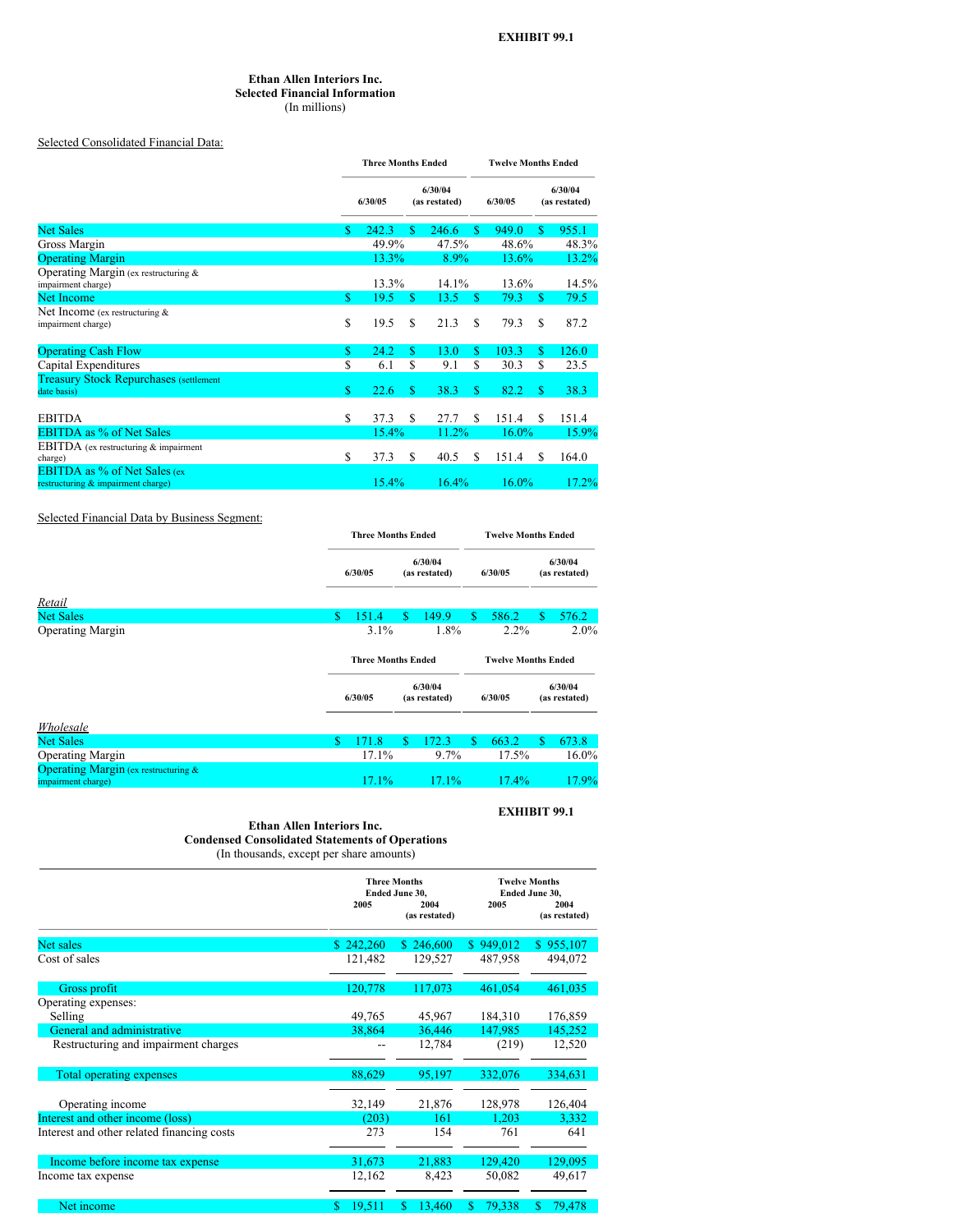EXHIBIT 99.1

**Ethan Allen Interiors Inc.**
**Selected Financial Information**
(In millions)

Selected Consolidated Financial Data:

| | Three Months Ended | | Twelve Months Ended | |
|---|---|---|---|---|
| | 6/30/05 | 6/30/04 (as restated) | 6/30/05 | 6/30/04 (as restated) |
| Net Sales | $ 242.3 | $ 246.6 | $ 949.0 | $ 955.1 |
| Gross Margin | 49.9% | 47.5% | 48.6% | 48.3% |
| Operating Margin | 13.3% | 8.9% | 13.6% | 13.2% |
| Operating Margin (ex restructuring & impairment charge) | 13.3% | 14.1% | 13.6% | 14.5% |
| Net Income | $ 19.5 | $ 13.5 | $ 79.3 | $ 79.5 |
| Net Income (ex restructuring & impairment charge) | $ 19.5 | $ 21.3 | $ 79.3 | $ 87.2 |
| Operating Cash Flow | $ 24.2 | $ 13.0 | $ 103.3 | $ 126.0 |
| Capital Expenditures | $ 6.1 | $ 9.1 | $ 30.3 | $ 23.5 |
| Treasury Stock Repurchases (settlement date basis) | $ 22.6 | $ 38.3 | $ 82.2 | $ 38.3 |
| EBITDA | $ 37.3 | $ 27.7 | $ 151.4 | $ 151.4 |
| EBITDA as % of Net Sales | 15.4% | 11.2% | 16.0% | 15.9% |
| EBITDA (ex restructuring & impairment charge) | $ 37.3 | $ 40.5 | $ 151.4 | $ 164.0 |
| EBITDA as % of Net Sales (ex restructuring & impairment charge) | 15.4% | 16.4% | 16.0% | 17.2% |

Selected Financial Data by Business Segment:

| | Three Months Ended | | Twelve Months Ended | |
|---|---|---|---|---|
| | 6/30/05 | 6/30/04 (as restated) | 6/30/05 | 6/30/04 (as restated) |
| *Retail* | | | | |
| Net Sales | $ 151.4 | $ 149.9 | $ 586.2 | $ 576.2 |
| Operating Margin | 3.1% | 1.8% | 2.2% | 2.0% |

| | Three Months Ended | | Twelve Months Ended | |
|---|---|---|---|---|
| | 6/30/05 | 6/30/04 (as restated) | 6/30/05 | 6/30/04 (as restated) |
| *Wholesale* | | | | |
| Net Sales | $ 171.8 | $ 172.3 | $ 663.2 | $ 673.8 |
| Operating Margin | 17.1% | 9.7% | 17.5% | 16.0% |
| Operating Margin (ex restructuring & impairment charge) | 17.1% | 17.1% | 17.4% | 17.9% |

EXHIBIT 99.1

**Ethan Allen Interiors Inc.**
**Condensed Consolidated Statements of Operations**
(In thousands, except per share amounts)

| | Three Months Ended June 30, | | Twelve Months Ended June 30, | |
|---|---|---|---|---|
| | 2005 | 2004 (as restated) | 2005 | 2004 (as restated) |
| Net sales | $ 242,260 | $ 246,600 | $ 949,012 | $ 955,107 |
| Cost of sales | 121,482 | 129,527 | 487,958 | 494,072 |
| Gross profit | 120,778 | 117,073 | 461,054 | 461,035 |
| Operating expenses: | | | | |
| Selling | 49,765 | 45,967 | 184,310 | 176,859 |
| General and administrative | 38,864 | 36,446 | 147,985 | 145,252 |
| Restructuring and impairment charges | -- | 12,784 | (219) | 12,520 |
| Total operating expenses | 88,629 | 95,197 | 332,076 | 334,631 |
| Operating income | 32,149 | 21,876 | 128,978 | 126,404 |
| Interest and other income (loss) | (203) | 161 | 1,203 | 3,332 |
| Interest and other related financing costs | 273 | 154 | 761 | 641 |
| Income before income tax expense | 31,673 | 21,883 | 129,420 | 129,095 |
| Income tax expense | 12,162 | 8,423 | 50,082 | 49,617 |
| Net income | $ 19,511 | $ 13,460 | $ 79,338 | $ 79,478 |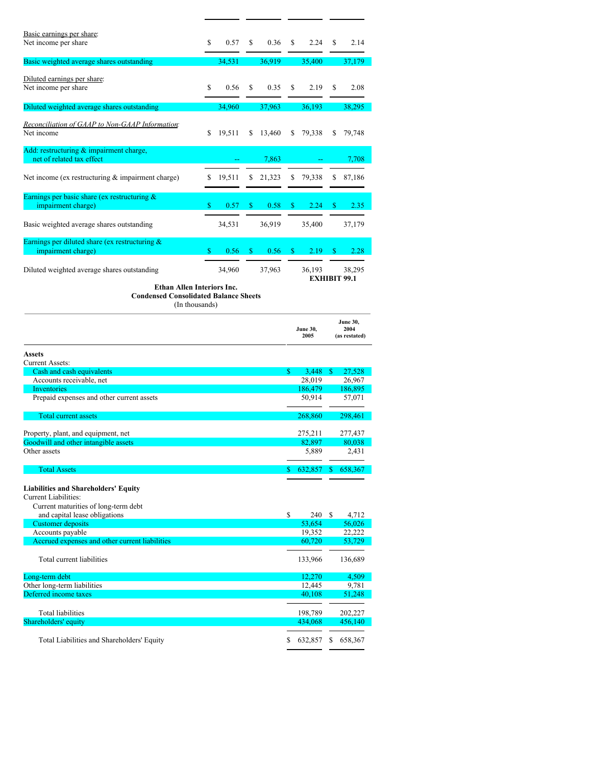| | | | | |
|---|---|---|---|---|
| Basic earnings per share: | | | | |
| Net income per share | $ 0.57 | $ 0.36 | $ 2.24 | $ 2.14 |
| Basic weighted average shares outstanding | 34,531 | 36,919 | 35,400 | 37,179 |
| Diluted earnings per share: | | | | |
| Net income per share | $ 0.56 | $ 0.35 | $ 2.19 | $ 2.08 |
| Diluted weighted average shares outstanding | 34,960 | 37,963 | 36,193 | 38,295 |
| *Reconciliation of GAAP to Non-GAAP Information*: | | | | |
| Net income | $ 19,511 | $ 13,460 | $ 79,338 | $ 79,748 |
| Add: restructuring & impairment charge, net of related tax effect | -- | 7,863 | -- | 7,708 |
| Net income (ex restructuring & impairment charge) | $ 19,511 | $ 21,323 | $ 79,338 | $ 87,186 |
| Earnings per basic share (ex restructuring & impairment charge) | $ 0.57 | $ 0.58 | $ 2.24 | $ 2.35 |
| Basic weighted average shares outstanding | 34,531 | 36,919 | 35,400 | 37,179 |
| Earnings per diluted share (ex restructuring & impairment charge) | $ 0.56 | $ 0.56 | $ 2.19 | $ 2.28 |
| Diluted weighted average shares outstanding | 34,960 | 37,963 | 36,193 | 38,295 |

**EXHIBIT 99.1**

**Ethan Allen Interiors Inc.**
**Condensed Consolidated Balance Sheets**
(In thousands)

| | June 30, 2005 | June 30, 2004 (as restated) |
|---|---|---|
| **Assets** | | |
| Current Assets: | | |
| Cash and cash equivalents | $ 3,448 | $ 27,528 |
| Accounts receivable, net | 28,019 | 26,967 |
| Inventories | 186,479 | 186,895 |
| Prepaid expenses and other current assets | 50,914 | 57,071 |
| Total current assets | 268,860 | 298,461 |
| Property, plant, and equipment, net | 275,211 | 277,437 |
| Goodwill and other intangible assets | 82,897 | 80,038 |
| Other assets | 5,889 | 2,431 |
| Total Assets | $ 632,857 | $ 658,367 |
| **Liabilities and Shareholders' Equity** | | |
| Current Liabilities: | | |
| Current maturities of long-term debt and capital lease obligations | $ 240 | $ 4,712 |
| Customer deposits | 53,654 | 56,026 |
| Accounts payable | 19,352 | 22,222 |
| Accrued expenses and other current liabilities | 60,720 | 53,729 |
| Total current liabilities | 133,966 | 136,689 |
| Long-term debt | 12,270 | 4,509 |
| Other long-term liabilities | 12,445 | 9,781 |
| Deferred income taxes | 40,108 | 51,248 |
| Total liabilities | 198,789 | 202,227 |
| Shareholders' equity | 434,068 | 456,140 |
| Total Liabilities and Shareholders' Equity | $ 632,857 | $ 658,367 |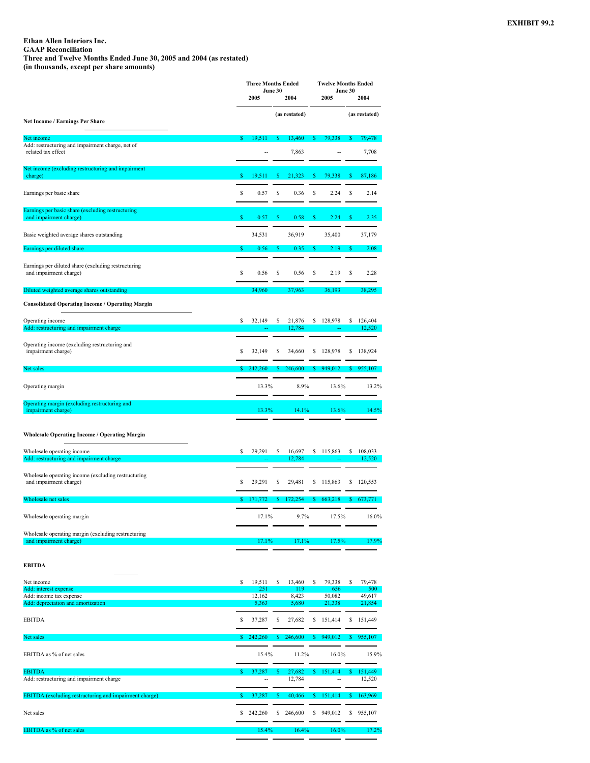EXHIBIT 99.2

**Ethan Allen Interiors Inc.**
**GAAP Reconciliation**
**Three and Twelve Months Ended June 30, 2005 and 2004 (as restated)**
**(in thousands, except per share amounts)**

| | Three Months Ended June 30 | | Twelve Months Ended June 30 | |
|---|---|---|---|---|
| | 2005 | 2004 | 2005 | 2004 |
| | | (as restated) | | (as restated) |
| **Net Income / Earnings Per Share** | | | | |
| Net income | $ 19,511 | $ 13,460 | $ 79,338 | $ 79,478 |
| Add: restructuring and impairment charge, net of related tax effect | -- | 7,863 | -- | 7,708 |
| Net income (excluding restructuring and impairment charge) | $ 19,511 | $ 21,323 | $ 79,338 | $ 87,186 |
| Earnings per basic share | $ 0.57 | $ 0.36 | $ 2.24 | $ 2.14 |
| Earnings per basic share (excluding restructuring and impairment charge) | $ 0.57 | $ 0.58 | $ 2.24 | $ 2.35 |
| Basic weighted average shares outstanding | 34,531 | 36,919 | 35,400 | 37,179 |
| Earnings per diluted share | $ 0.56 | $ 0.35 | $ 2.19 | $ 2.08 |
| Earnings per diluted share (excluding restructuring and impairment charge) | $ 0.56 | $ 0.56 | $ 2.19 | $ 2.28 |
| Diluted weighted average shares outstanding | 34,960 | 37,963 | 36,193 | 38,295 |
| **Consolidated Operating Income / Operating Margin** | | | | |
| Operating income | $ 32,149 | $ 21,876 | $ 128,978 | $ 126,404 |
| Add: restructuring and impairment charge | -- | 12,784 | -- | 12,520 |
| Operating income (excluding restructuring and impairment charge) | $ 32,149 | $ 34,660 | $ 128,978 | $ 138,924 |
| Net sales | $ 242,260 | $ 246,600 | $ 949,012 | $ 955,107 |
| Operating margin | 13.3% | 8.9% | 13.6% | 13.2% |
| Operating margin (excluding restructuring and impairment charge) | 13.3% | 14.1% | 13.6% | 14.5% |
| **Wholesale Operating Income / Operating Margin** | | | | |
| Wholesale operating income | $ 29,291 | $ 16,697 | $ 115,863 | $ 108,033 |
| Add: restructuring and impairment charge | -- | 12,784 | -- | 12,520 |
| Wholesale operating income (excluding restructuring and impairment charge) | $ 29,291 | $ 29,481 | $ 115,863 | $ 120,553 |
| Wholesale net sales | $ 171,772 | $ 172,254 | $ 663,218 | $ 673,771 |
| Wholesale operating margin | 17.1% | 9.7% | 17.5% | 16.0% |
| Wholesale operating margin (excluding restructuring and impairment charge) | 17.1% | 17.1% | 17.5% | 17.9% |
| **EBITDA** | | | | |
| Net income | $ 19,511 | $ 13,460 | $ 79,338 | $ 79,478 |
| Add: interest expense | 251 | 119 | 656 | 500 |
| Add: income tax expense | 12,162 | 8,423 | 50,082 | 49,617 |
| Add: depreciation and amortization | 5,363 | 5,680 | 21,338 | 21,854 |
| EBITDA | $ 37,287 | $ 27,682 | $ 151,414 | $ 151,449 |
| Net sales | $ 242,260 | $ 246,600 | $ 949,012 | $ 955,107 |
| EBITDA as % of net sales | 15.4% | 11.2% | 16.0% | 15.9% |
| EBITDA | $ 37,287 | $ 27,682 | $ 151,414 | $ 151,449 |
| Add: restructuring and impairment charge | -- | 12,784 | -- | 12,520 |
| EBITDA (excluding restructuring and impairment charge) | $ 37,287 | $ 40,466 | $ 151,414 | $ 163,969 |
| Net sales | $ 242,260 | $ 246,600 | $ 949,012 | $ 955,107 |
| EBITDA as % of net sales | 15.4% | 16.4% | 16.0% | 17.2% |